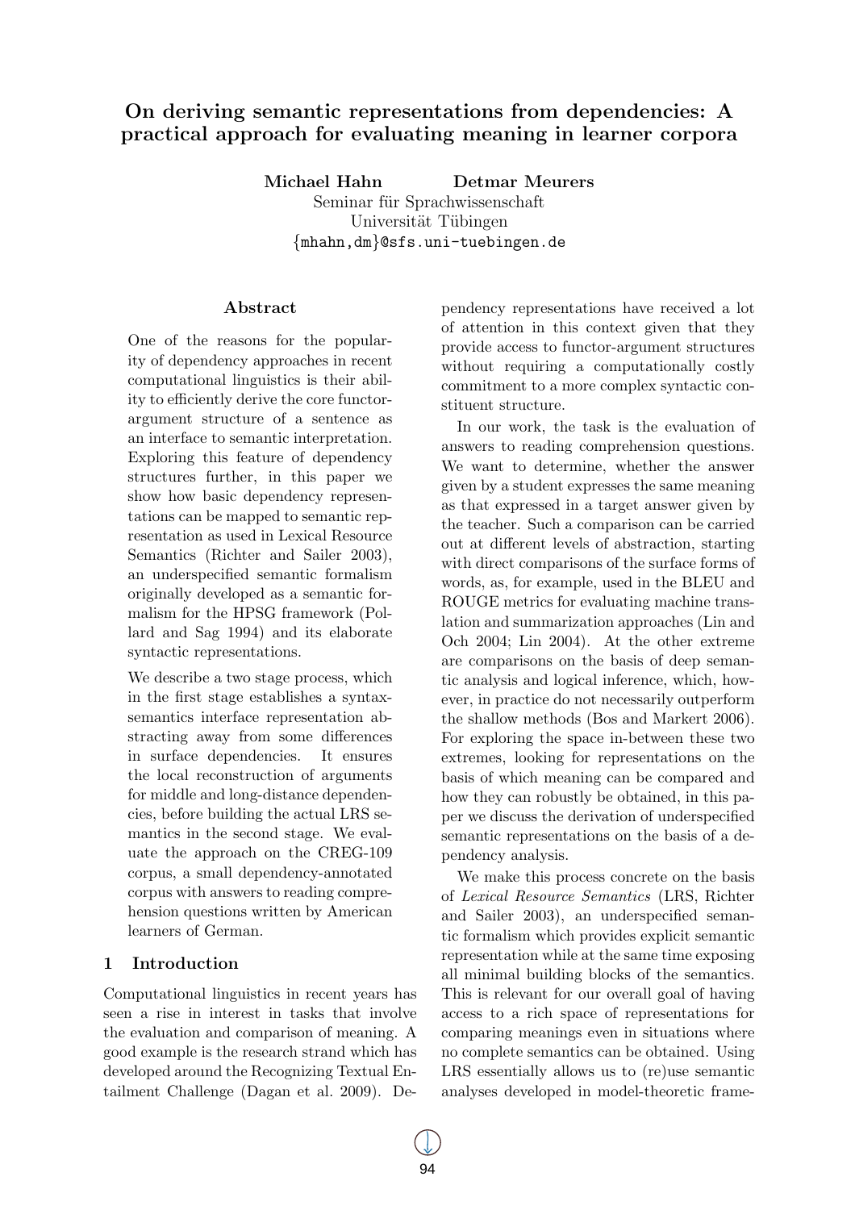# On deriving semantic representations from dependencies: A practical approach for evaluating meaning in learner corpora

**Michael Hahn** **Detmar Meurers**
Seminar für Sprachwissenschaft
Universität Tübingen
{mhahn,dm}@sfs.uni-tuebingen.de

## Abstract

One of the reasons for the popularity of dependency approaches in recent computational linguistics is their ability to efficiently derive the core functor-argument structure of a sentence as an interface to semantic interpretation. Exploring this feature of dependency structures further, in this paper we show how basic dependency representations can be mapped to semantic representation as used in Lexical Resource Semantics (Richter and Sailer 2003), an underspecified semantic formalism originally developed as a semantic formalism for the HPSG framework (Pollard and Sag 1994) and its elaborate syntactic representations.

We describe a two stage process, which in the first stage establishes a syntax-semantics interface representation abstracting away from some differences in surface dependencies. It ensures the local reconstruction of arguments for middle and long-distance dependencies, before building the actual LRS semantics in the second stage. We evaluate the approach on the CREG-109 corpus, a small dependency-annotated corpus with answers to reading comprehension questions written by American learners of German.

## 1 Introduction

Computational linguistics in recent years has seen a rise in interest in tasks that involve the evaluation and comparison of meaning. A good example is the research strand which has developed around the Recognizing Textual Entailment Challenge (Dagan et al. 2009). Dependency representations have received a lot of attention in this context given that they provide access to functor-argument structures without requiring a computationally costly commitment to a more complex syntactic constituent structure.

In our work, the task is the evaluation of answers to reading comprehension questions. We want to determine, whether the answer given by a student expresses the same meaning as that expressed in a target answer given by the teacher. Such a comparison can be carried out at different levels of abstraction, starting with direct comparisons of the surface forms of words, as, for example, used in the BLEU and ROUGE metrics for evaluating machine translation and summarization approaches (Lin and Och 2004; Lin 2004). At the other extreme are comparisons on the basis of deep semantic analysis and logical inference, which, however, in practice do not necessarily outperform the shallow methods (Bos and Markert 2006). For exploring the space in-between these two extremes, looking for representations on the basis of which meaning can be compared and how they can robustly be obtained, in this paper we discuss the derivation of underspecified semantic representations on the basis of a dependency analysis.

We make this process concrete on the basis of *Lexical Resource Semantics* (LRS, Richter and Sailer 2003), an underspecified semantic formalism which provides explicit semantic representation while at the same time exposing all minimal building blocks of the semantics. This is relevant for our overall goal of having access to a rich space of representations for comparing meanings even in situations where no complete semantics can be obtained. Using LRS essentially allows us to (re)use semantic analyses developed in model-theoretic frame-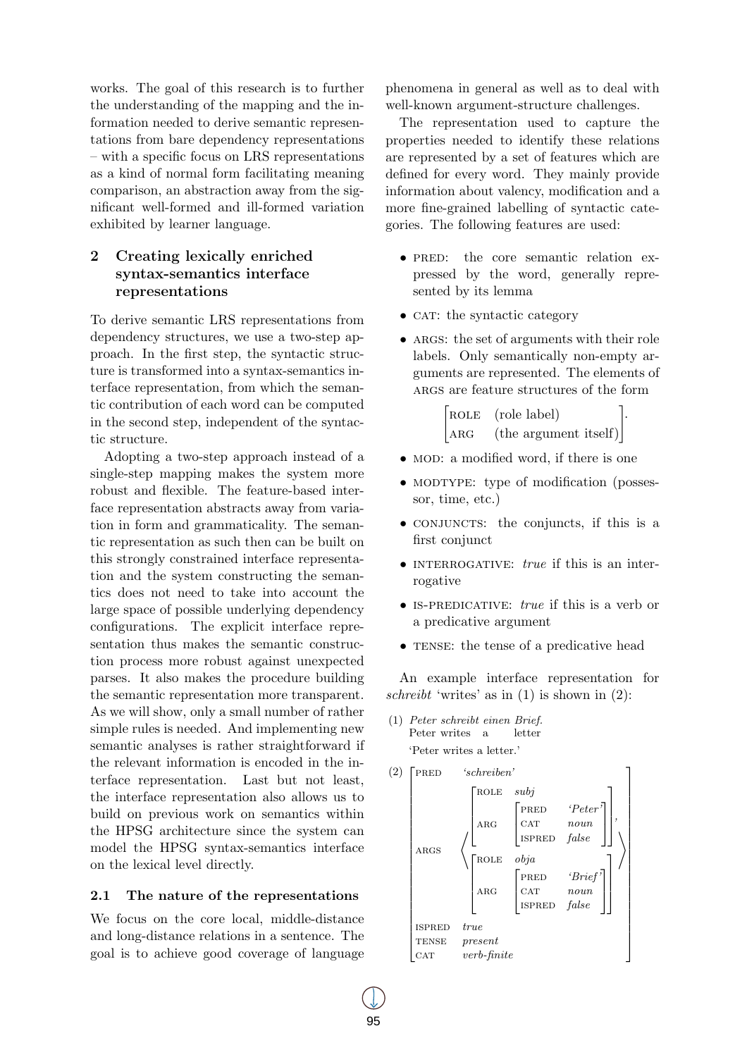works. The goal of this research is to further the understanding of the mapping and the information needed to derive semantic representations from bare dependency representations – with a specific focus on LRS representations as a kind of normal form facilitating meaning comparison, an abstraction away from the significant well-formed and ill-formed variation exhibited by learner language.

## 2 Creating lexically enriched syntax-semantics interface representations

To derive semantic LRS representations from dependency structures, we use a two-step approach. In the first step, the syntactic structure is transformed into a syntax-semantics interface representation, from which the semantic contribution of each word can be computed in the second step, independent of the syntactic structure.

Adopting a two-step approach instead of a single-step mapping makes the system more robust and flexible. The feature-based interface representation abstracts away from variation in form and grammaticality. The semantic representation as such then can be built on this strongly constrained interface representation and the system constructing the semantics does not need to take into account the large space of possible underlying dependency configurations. The explicit interface representation thus makes the semantic construction process more robust against unexpected parses. It also makes the procedure building the semantic representation more transparent. As we will show, only a small number of rather simple rules is needed. And implementing new semantic analyses is rather straightforward if the relevant information is encoded in the interface representation. Last but not least, the interface representation also allows us to build on previous work on semantics within the HPSG architecture since the system can model the HPSG syntax-semantics interface on the lexical level directly.

### 2.1 The nature of the representations

We focus on the core local, middle-distance and long-distance relations in a sentence. The goal is to achieve good coverage of language phenomena in general as well as to deal with well-known argument-structure challenges.

The representation used to capture the properties needed to identify these relations are represented by a set of features which are defined for every word. They mainly provide information about valency, modification and a more fine-grained labelling of syntactic categories. The following features are used:

- PRED: the core semantic relation expressed by the word, generally represented by its lemma
- CAT: the syntactic category
- ARGS: the set of arguments with their role labels. Only semantically non-empty arguments are represented. The elements of ARGS are feature structures of the form

$$\begin{bmatrix} \text{ROLE} & \text{(role label)} \\ \text{ARG} & \text{(the argument itself)} \end{bmatrix}.$$

- MOD: a modified word, if there is one
- MODTYPE: type of modification (possessor, time, etc.)
- CONJUNCTS: the conjuncts, if this is a first conjunct
- INTERROGATIVE: *true* if this is an interrogative
- IS-PREDICATIVE: *true* if this is a verb or a predicative argument
- TENSE: the tense of a predicative head

An example interface representation for *schreibt* 'writes' as in (1) is shown in (2):

(1) *Peter schreibt einen Brief.*
Peter writes a letter
'Peter writes a letter.'

(2)
$$\begin{bmatrix} \text{PRED} & \textit{`schreiben'} \\ \text{ARGS} & \left\langle \begin{bmatrix} \text{ROLE} & \textit{subj} \\ \text{ARG} & \begin{bmatrix} \text{PRED} & \textit{`Peter'} \\ \text{CAT} & \textit{noun} \\ \text{ISPRED} & \textit{false} \end{bmatrix} \end{bmatrix}, \begin{bmatrix} \text{ROLE} & \textit{obja} \\ \text{ARG} & \begin{bmatrix} \text{PRED} & \textit{`Brief'} \\ \text{CAT} & \textit{noun} \\ \text{ISPRED} & \textit{false} \end{bmatrix} \end{bmatrix} \right\rangle \\ \text{ISPRED} & \textit{true} \\ \text{TENSE} & \textit{present} \\ \text{CAT} & \textit{verb-finite} \end{bmatrix}$$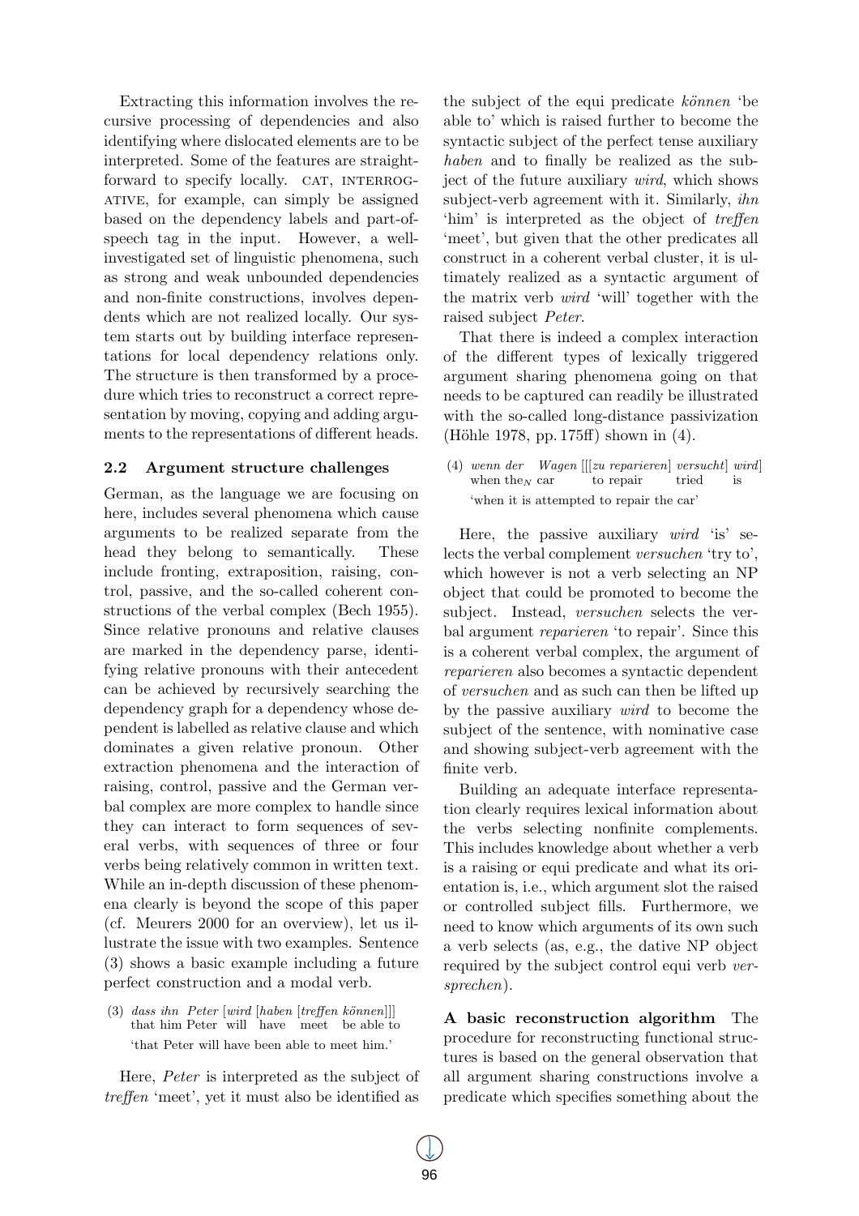Extracting this information involves the recursive processing of dependencies and also identifying where dislocated elements are to be interpreted. Some of the features are straightforward to specify locally. CAT, INTERROGATIVE, for example, can simply be assigned based on the dependency labels and part-of-speech tag in the input. However, a well-investigated set of linguistic phenomena, such as strong and weak unbounded dependencies and non-finite constructions, involves dependents which are not realized locally. Our system starts out by building interface representations for local dependency relations only. The structure is then transformed by a procedure which tries to reconstruct a correct representation by moving, copying and adding arguments to the representations of different heads.

### 2.2 Argument structure challenges

German, as the language we are focusing on here, includes several phenomena which cause arguments to be realized separate from the head they belong to semantically. These include fronting, extraposition, raising, control, passive, and the so-called coherent constructions of the verbal complex (Bech 1955). Since relative pronouns and relative clauses are marked in the dependency parse, identifying relative pronouns with their antecedent can be achieved by recursively searching the dependency graph for a dependency whose dependent is labelled as relative clause and which dominates a given relative pronoun. Other extraction phenomena and the interaction of raising, control, passive and the German verbal complex are more complex to handle since they can interact to form sequences of several verbs, with sequences of three or four verbs being relatively common in written text. While an in-depth discussion of these phenomena clearly is beyond the scope of this paper (cf. Meurers 2000 for an overview), let us illustrate the issue with two examples. Sentence (3) shows a basic example including a future perfect construction and a modal verb.

(3) *dass ihn Peter [wird [haben [treffen können]]]*
that him Peter will have meet be able to
'that Peter will have been able to meet him.'

Here, *Peter* is interpreted as the subject of *treffen* 'meet', yet it must also be identified as the subject of the equi predicate *können* 'be able to' which is raised further to become the syntactic subject of the perfect tense auxiliary *haben* and to finally be realized as the subject of the future auxiliary *wird*, which shows subject-verb agreement with it. Similarly, *ihn* 'him' is interpreted as the object of *treffen* 'meet', but given that the other predicates all construct in a coherent verbal cluster, it is ultimately realized as a syntactic argument of the matrix verb *wird* 'will' together with the raised subject *Peter*.

That there is indeed a complex interaction of the different types of lexically triggered argument sharing phenomena going on that needs to be captured can readily be illustrated with the so-called long-distance passivization (Höhle 1978, pp. 175ff) shown in (4).

(4) *wenn der Wagen [[[zu reparieren] versucht] wird]*
when the$_N$ car to repair tried is
'when it is attempted to repair the car'

Here, the passive auxiliary *wird* 'is' selects the verbal complement *versuchen* 'try to', which however is not a verb selecting an NP object that could be promoted to become the subject. Instead, *versuchen* selects the verbal argument *reparieren* 'to repair'. Since this is a coherent verbal complex, the argument of *reparieren* also becomes a syntactic dependent of *versuchen* and as such can then be lifted up by the passive auxiliary *wird* to become the subject of the sentence, with nominative case and showing subject-verb agreement with the finite verb.

Building an adequate interface representation clearly requires lexical information about the verbs selecting nonfinite complements. This includes knowledge about whether a verb is a raising or equi predicate and what its orientation is, i.e., which argument slot the raised or controlled subject fills. Furthermore, we need to know which arguments of its own such a verb selects (as, e.g., the dative NP object required by the subject control equi verb *versprechen*).

**A basic reconstruction algorithm** The procedure for reconstructing functional structures is based on the general observation that all argument sharing constructions involve a predicate which specifies something about the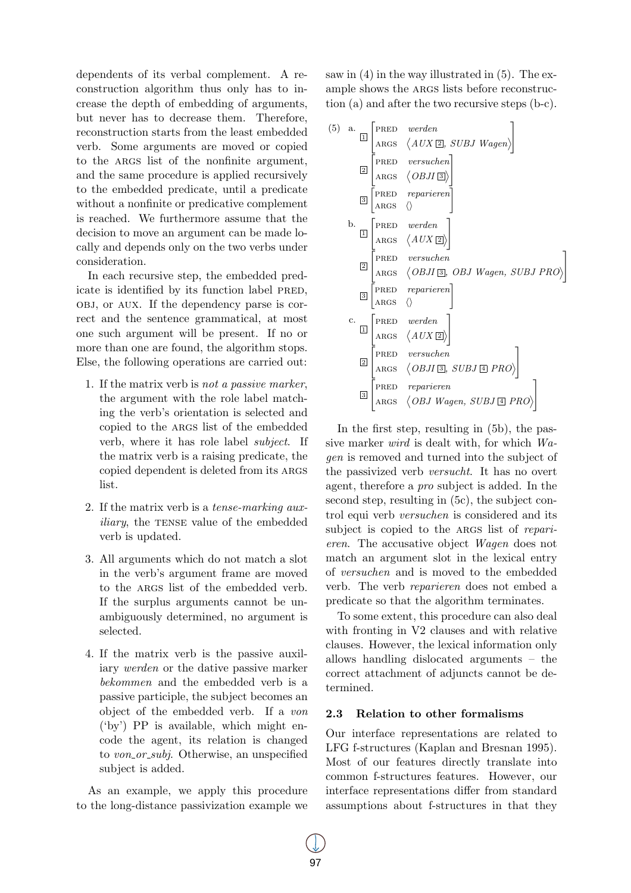dependents of its verbal complement. A reconstruction algorithm thus only has to increase the depth of embedding of arguments, but never has to decrease them. Therefore, reconstruction starts from the least embedded verb. Some arguments are moved or copied to the ARGS list of the nonfinite argument, and the same procedure is applied recursively to the embedded predicate, until a predicate without a nonfinite or predicative complement is reached. We furthermore assume that the decision to move an argument can be made locally and depends only on the two verbs under consideration.

In each recursive step, the embedded predicate is identified by its function label PRED, OBJ, or AUX. If the dependency parse is correct and the sentence grammatical, at most one such argument will be present. If no or more than one are found, the algorithm stops. Else, the following operations are carried out:

1. If the matrix verb is *not a passive marker*, the argument with the role label matching the verb's orientation is selected and copied to the ARGS list of the embedded verb, where it has role label *subject*. If the matrix verb is a raising predicate, the copied dependent is deleted from its ARGS list.
2. If the matrix verb is a *tense-marking auxiliary*, the TENSE value of the embedded verb is updated.
3. All arguments which do not match a slot in the verb's argument frame are moved to the ARGS list of the embedded verb. If the surplus arguments cannot be unambiguously determined, no argument is selected.
4. If the matrix verb is the passive auxiliary *werden* or the dative passive marker *bekommen* and the embedded verb is a passive participle, the subject becomes an object of the embedded verb. If a *von* ('by') PP is available, which might encode the agent, its relation is changed to *von_or_subj*. Otherwise, an unspecified subject is added.

As an example, we apply this procedure to the long-distance passivization example we saw in (4) in the way illustrated in (5). The example shows the ARGS lists before reconstruction (a) and after the two recursive steps (b-c).

(5) a.
$$\boxed{1}\begin{bmatrix}\text{PRED} & \textit{werden}\\ \text{ARGS} & \langle \textit{AUX}\ \boxed{2},\ \textit{SUBJ Wagen}\rangle\end{bmatrix}$$
$$\boxed{2}\begin{bmatrix}\text{PRED} & \textit{versuchen}\\ \text{ARGS} & \langle \textit{OBJI}\ \boxed{3}\rangle\end{bmatrix}$$
$$\boxed{3}\begin{bmatrix}\text{PRED} & \textit{reparieren}\\ \text{ARGS} & \langle\rangle\end{bmatrix}$$

b.
$$\boxed{1}\begin{bmatrix}\text{PRED} & \textit{werden}\\ \text{ARGS} & \langle \textit{AUX}\ \boxed{2}\rangle\end{bmatrix}$$
$$\boxed{2}\begin{bmatrix}\text{PRED} & \textit{versuchen}\\ \text{ARGS} & \langle \textit{OBJI}\ \boxed{3},\ \textit{OBJ Wagen},\ \textit{SUBJ PRO}\rangle\end{bmatrix}$$
$$\boxed{3}\begin{bmatrix}\text{PRED} & \textit{reparieren}\\ \text{ARGS} & \langle\rangle\end{bmatrix}$$

c.
$$\boxed{1}\begin{bmatrix}\text{PRED} & \textit{werden}\\ \text{ARGS} & \langle \textit{AUX}\ \boxed{2}\rangle\end{bmatrix}$$
$$\boxed{2}\begin{bmatrix}\text{PRED} & \textit{versuchen}\\ \text{ARGS} & \langle \textit{OBJI}\ \boxed{3},\ \textit{SUBJ}\ \boxed{4}\ \textit{PRO}\rangle\end{bmatrix}$$
$$\boxed{3}\begin{bmatrix}\text{PRED} & \textit{reparieren}\\ \text{ARGS} & \langle \textit{OBJ Wagen},\ \textit{SUBJ}\ \boxed{4}\ \textit{PRO}\rangle\end{bmatrix}$$

In the first step, resulting in (5b), the passive marker *wird* is dealt with, for which *Wagen* is removed and turned into the subject of the passivized verb *versucht*. It has no overt agent, therefore a *pro* subject is added. In the second step, resulting in (5c), the subject control equi verb *versuchen* is considered and its subject is copied to the ARGS list of *reparieren*. The accusative object *Wagen* does not match an argument slot in the lexical entry of *versuchen* and is moved to the embedded verb. The verb *reparieren* does not embed a predicate so that the algorithm terminates.

To some extent, this procedure can also deal with fronting in V2 clauses and with relative clauses. However, the lexical information only allows handling dislocated arguments – the correct attachment of adjuncts cannot be determined.

### 2.3 Relation to other formalisms

Our interface representations are related to LFG f-structures (Kaplan and Bresnan 1995). Most of our features directly translate into common f-structures features. However, our interface representations differ from standard assumptions about f-structures in that they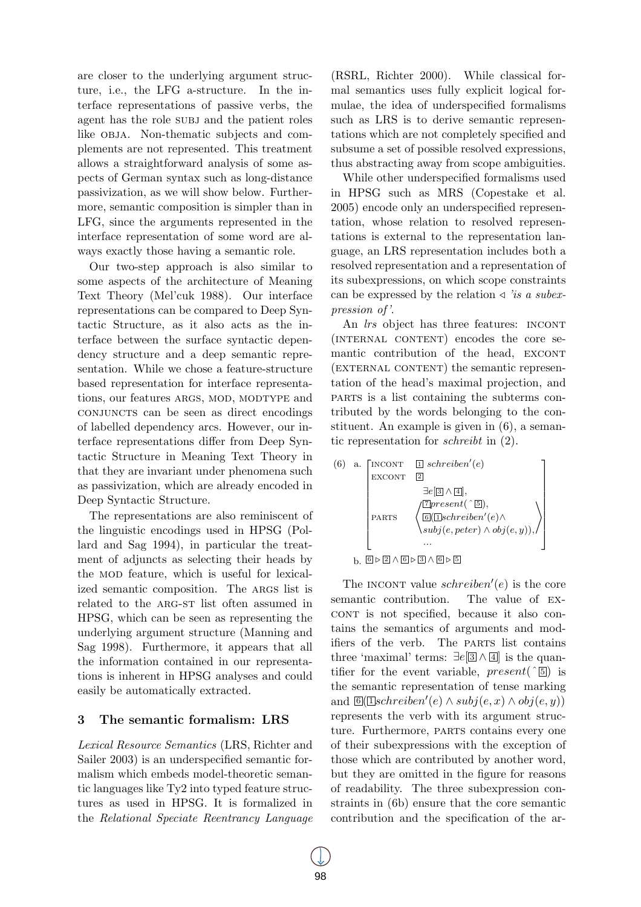are closer to the underlying argument structure, i.e., the LFG a-structure. In the interface representations of passive verbs, the agent has the role SUBJ and the patient roles like OBJA. Non-thematic subjects and complements are not represented. This treatment allows a straightforward analysis of some aspects of German syntax such as long-distance passivization, as we will show below. Furthermore, semantic composition is simpler than in LFG, since the arguments represented in the interface representation of some word are always exactly those having a semantic role.

Our two-step approach is also similar to some aspects of the architecture of Meaning Text Theory (Mel'cuk 1988). Our interface representations can be compared to Deep Syntactic Structure, as it also acts as the interface between the surface syntactic dependency structure and a deep semantic representation. While we chose a feature-structure based representation for interface representations, our features ARGS, MOD, MODTYPE and CONJUNCTS can be seen as direct encodings of labelled dependency arcs. However, our interface representations differ from Deep Syntactic Structure in Meaning Text Theory in that they are invariant under phenomena such as passivization, which are already encoded in Deep Syntactic Structure.

The representations are also reminiscent of the linguistic encodings used in HPSG (Pollard and Sag 1994), in particular the treatment of adjuncts as selecting their heads by the MOD feature, which is useful for lexicalized semantic composition. The ARGS list is related to the ARG-ST list often assumed in HPSG, which can be seen as representing the underlying argument structure (Manning and Sag 1998). Furthermore, it appears that all the information contained in our representations is inherent in HPSG analyses and could easily be automatically extracted.

## 3 The semantic formalism: LRS

*Lexical Resource Semantics* (LRS, Richter and Sailer 2003) is an underspecified semantic formalism which embeds model-theoretic semantic languages like Ty2 into typed feature structures as used in HPSG. It is formalized in the *Relational Speciate Reentrancy Language* (RSRL, Richter 2000). While classical formal semantics uses fully explicit logical formulae, the idea of underspecified formalisms such as LRS is to derive semantic representations which are not completely specified and subsume a set of possible resolved expressions, thus abstracting away from scope ambiguities.

While other underspecified formalisms used in HPSG such as MRS (Copestake et al. 2005) encode only an underspecified representation, whose relation to resolved representations is external to the representation language, an LRS representation includes both a resolved representation and a representation of its subexpressions, on which scope constraints can be expressed by the relation $\triangleleft$ *'is a subexpression of'*.

An *lrs* object has three features: INCONT (INTERNAL CONTENT) encodes the core semantic contribution of the head, EXCONT (EXTERNAL CONTENT) the semantic representation of the head's maximal projection, and PARTS is a list containing the subterms contributed by the words belonging to the constituent. An example is given in (6), a semantic representation for *schreibt* in (2).

(6) a.
$$\begin{bmatrix} \text{INCONT} & \boxed{1}\ schreiben'(e) \\ \text{EXCONT} & \boxed{2} \\ \text{PARTS} & \left\langle \begin{array}{l} \exists e[\boxed{3} \wedge \boxed{4}], \\ \boxed{7} present(\,\hat{}\,\boxed{5}), \\ \boxed{6}(\boxed{1} schreiben'(e) \wedge \\ subj(e, peter) \wedge obj(e, y)), \\ \ldots \end{array} \right\rangle \end{bmatrix}$$

b. $\boxed{6} \triangleright \boxed{2} \wedge \boxed{6} \triangleright \boxed{3} \wedge \boxed{6} \triangleright \boxed{5}$

The INCONT value $schreiben'(e)$ is the core semantic contribution. The value of EXCONT is not specified, because it also contains the semantics of arguments and modifiers of the verb. The PARTS list contains three 'maximal' terms: $\exists e[\boxed{3} \wedge \boxed{4}]$ is the quantifier for the event variable, $present(\,\hat{}\,\boxed{5})$ is the semantic representation of tense marking and $\boxed{6}(\boxed{1} schreiben'(e) \wedge subj(e, x) \wedge obj(e, y))$ represents the verb with its argument structure. Furthermore, PARTS contains every one of their subexpressions with the exception of those which are contributed by another word, but they are omitted in the figure for reasons of readability. The three subexpression constraints in (6b) ensure that the core semantic contribution and the specification of the ar-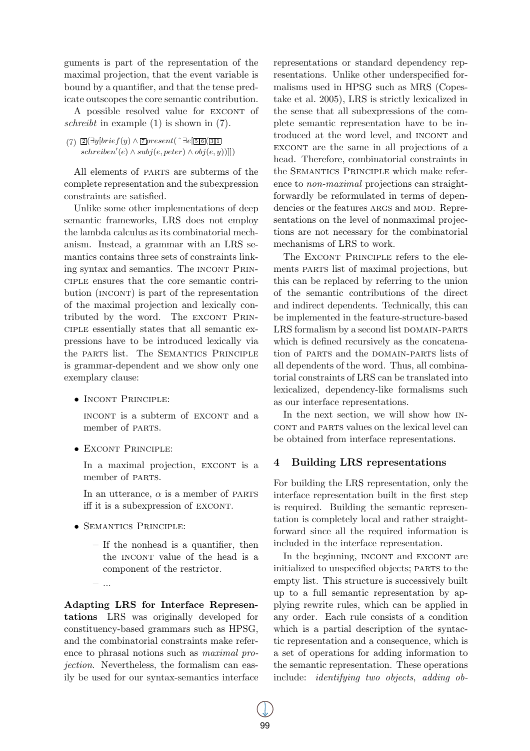guments is part of the representation of the maximal projection, that the event variable is bound by a quantifier, and that the tense predicate outscopes the core semantic contribution.

A possible resolved value for EXCONT of *schreibt* in example (1) is shown in (7).

(7) $\boxed{2}(\exists y[brief(y) \wedge \boxed{7}present(\hat{\ }\exists e[\boxed{5}\boxed{6}(\boxed{3}\boxed{1}$ $schreiben'(e) \wedge subj(e, peter) \wedge obj(e, y))]])$

All elements of PARTS are subterms of the complete representation and the subexpression constraints are satisfied.

Unlike some other implementations of deep semantic frameworks, LRS does not employ the lambda calculus as its combinatorial mechanism. Instead, a grammar with an LRS semantics contains three sets of constraints linking syntax and semantics. The INCONT PRINCIPLE ensures that the core semantic contribution (INCONT) is part of the representation of the maximal projection and lexically contributed by the word. The EXCONT PRINCIPLE essentially states that all semantic expressions have to be introduced lexically via the PARTS list. The SEMANTICS PRINCIPLE is grammar-dependent and we show only one exemplary clause:

- INCONT PRINCIPLE:

  INCONT is a subterm of EXCONT and a member of PARTS.

- EXCONT PRINCIPLE:

  In a maximal projection, EXCONT is a member of PARTS.

  In an utterance, $\alpha$ is a member of PARTS iff it is a subexpression of EXCONT.

- SEMANTICS PRINCIPLE:

  – If the nonhead is a quantifier, then the INCONT value of the head is a component of the restrictor.

  – ...

**Adapting LRS for Interface Representations** LRS was originally developed for constituency-based grammars such as HPSG, and the combinatorial constraints make reference to phrasal notions such as *maximal projection*. Nevertheless, the formalism can easily be used for our syntax-semantics interface representations or standard dependency representations. Unlike other underspecified formalisms used in HPSG such as MRS (Copestake et al. 2005), LRS is strictly lexicalized in the sense that all subexpressions of the complete semantic representation have to be introduced at the word level, and INCONT and EXCONT are the same in all projections of a head. Therefore, combinatorial constraints in the SEMANTICS PRINCIPLE which make reference to *non-maximal* projections can straightforwardly be reformulated in terms of dependencies or the features ARGS and MOD. Representations on the level of nonmaximal projections are not necessary for the combinatorial mechanisms of LRS to work.

The EXCONT PRINCIPLE refers to the elements PARTS list of maximal projections, but this can be replaced by referring to the union of the semantic contributions of the direct and indirect dependents. Technically, this can be implemented in the feature-structure-based LRS formalism by a second list DOMAIN-PARTS which is defined recursively as the concatenation of PARTS and the DOMAIN-PARTS lists of all dependents of the word. Thus, all combinatorial constraints of LRS can be translated into lexicalized, dependency-like formalisms such as our interface representations.

In the next section, we will show how INCONT and PARTS values on the lexical level can be obtained from interface representations.

## 4 Building LRS representations

For building the LRS representation, only the interface representation built in the first step is required. Building the semantic representation is completely local and rather straightforward since all the required information is included in the interface representation.

In the beginning, INCONT and EXCONT are initialized to unspecified objects; PARTS to the empty list. This structure is successively built up to a full semantic representation by applying rewrite rules, which can be applied in any order. Each rule consists of a condition which is a partial description of the syntactic representation and a consequence, which is a set of operations for adding information to the semantic representation. These operations include: *identifying two objects*, *adding ob-*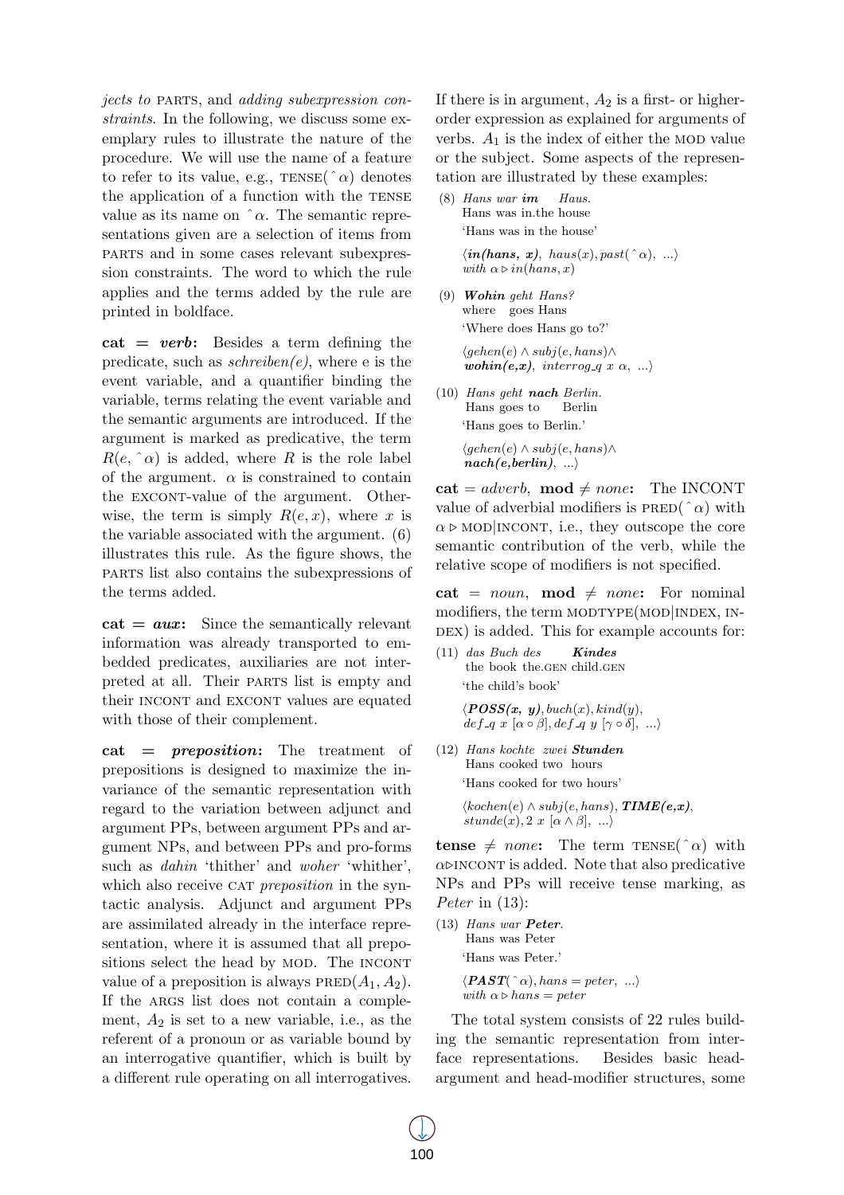*jects to* PARTS, and *adding subexpression constraints*. In the following, we discuss some exemplary rules to illustrate the nature of the procedure. We will use the name of a feature to refer to its value, e.g., TENSE($\hat{}\alpha$) denotes the application of a function with the TENSE value as its name on $\hat{}\alpha$. The semantic representations given are a selection of items from PARTS and in some cases relevant subexpression constraints. The word to which the rule applies and the terms added by the rule are printed in boldface.

**cat = *verb*:** Besides a term defining the predicate, such as *schreiben(e)*, where e is the event variable, and a quantifier binding the variable, terms relating the event variable and the semantic arguments are introduced. If the argument is marked as predicative, the term $R(e, \hat{}\alpha)$ is added, where $R$ is the role label of the argument. $\alpha$ is constrained to contain the EXCONT-value of the argument. Otherwise, the term is simply $R(e, x)$, where $x$ is the variable associated with the argument. (6) illustrates this rule. As the figure shows, the PARTS list also contains the subexpressions of the terms added.

**cat = *aux*:** Since the semantically relevant information was already transported to embedded predicates, auxiliaries are not interpreted at all. Their PARTS list is empty and their INCONT and EXCONT values are equated with those of their complement.

**cat = *preposition*:** The treatment of prepositions is designed to maximize the invariance of the semantic representation with regard to the variation between adjunct and argument PPs, between argument PPs and argument NPs, and between PPs and pro-forms such as *dahin* 'thither' and *woher* 'whither', which also receive CAT *preposition* in the syntactic analysis. Adjunct and argument PPs are assimilated already in the interface representation, where it is assumed that all prepositions select the head by MOD. The INCONT value of a preposition is always PRED($A_1, A_2$). If the ARGS list does not contain a complement, $A_2$ is set to a new variable, i.e., as the referent of a pronoun or as variable bound by an interrogative quantifier, which is built by a different rule operating on all interrogatives. If there is in argument, $A_2$ is a first- or higher-order expression as explained for arguments of verbs. $A_1$ is the index of either the MOD value or the subject. Some aspects of the representation illustrated by these examples:

(8) *Hans war* ***im*** *Haus.*
Hans was in.the house
'Hans was in the house'
$\langle$***in(hans, x)***, $haus(x), past(\hat{}\alpha)$, ...$\rangle$
*with* $\alpha \triangleright in(hans, x)$

(9) ***Wohin*** *geht Hans?*
where goes Hans
'Where does Hans go to?'
$\langle gehen(e) \wedge subj(e, hans) \wedge$
***wohin(e,x)***, $interrog\_q\ x\ \alpha$, ...$\rangle$

(10) *Hans geht* ***nach*** *Berlin.*
Hans goes to Berlin
'Hans goes to Berlin.'
$\langle gehen(e) \wedge subj(e, hans) \wedge$
***nach(e,berlin)***, ...$\rangle$

**cat** = *adverb*, **mod** $\neq$ *none***:** The INCONT value of adverbial modifiers is PRED($\hat{}\alpha$) with $\alpha \triangleright$ MOD|INCONT, i.e., they outscope the core semantic contribution of the verb, while the relative scope of modifiers is not specified.

**cat** = *noun*, **mod** $\neq$ *none***:** For nominal modifiers, the term MODTYPE(MOD|INDEX, INDEX) is added. This for example accounts for:

(11) *das Buch des* ***Kindes***
the book the.GEN child.GEN
'the child's book'
$\langle$***POSS(x, y)***, $buch(x), kind(y)$,
$def\_q\ x\ [\alpha \circ \beta], def\_q\ y\ [\gamma \circ \delta]$, ...$\rangle$

(12) *Hans kochte zwei* ***Stunden***
Hans cooked two hours
'Hans cooked for two hours'
$\langle kochen(e) \wedge subj(e, hans)$, ***TIME(e,x)***,
$stunde(x), 2\ x\ [\alpha \wedge \beta]$, ...$\rangle$

**tense** $\neq$ *none***:** The term TENSE($\hat{}\alpha$) with $\alpha \triangleright$INCONT is added. Note that also predicative NPs and PPs will receive tense marking, as *Peter* in (13):

(13) *Hans war* ***Peter****.*
Hans was Peter
'Hans was Peter.'
$\langle$***PAST***$(\hat{}\alpha), hans = peter$, ...$\rangle$
*with* $\alpha \triangleright hans = peter$

The total system consists of 22 rules building the semantic representation from interface representations. Besides basic head-argument and head-modifier structures, some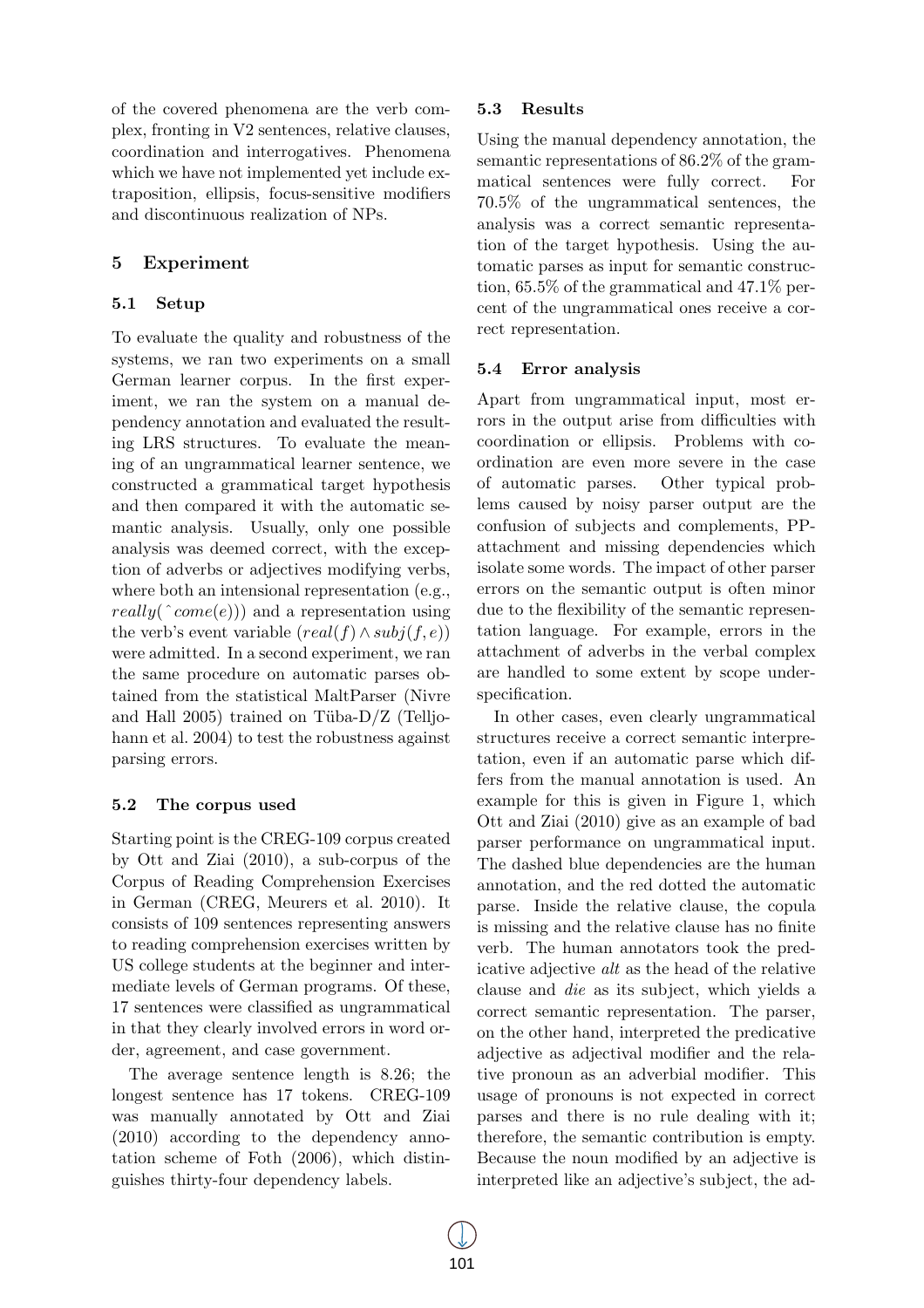of the covered phenomena are the verb complex, fronting in V2 sentences, relative clauses, coordination and interrogatives. Phenomena which we have not implemented yet include extraposition, ellipsis, focus-sensitive modifiers and discontinuous realization of NPs.

## 5 Experiment

### 5.1 Setup

To evaluate the quality and robustness of the systems, we ran two experiments on a small German learner corpus. In the first experiment, we ran the system on a manual dependency annotation and evaluated the resulting LRS structures. To evaluate the meaning of an ungrammatical learner sentence, we constructed a grammatical target hypothesis and then compared it with the automatic semantic analysis. Usually, only one possible analysis was deemed correct, with the exception of adverbs or adjectives modifying verbs, where both an intensional representation (e.g., $really(\hat{}come(e))$) and a representation using the verb's event variable $(real(f) \wedge subj(f, e))$ were admitted. In a second experiment, we ran the same procedure on automatic parses obtained from the statistical MaltParser (Nivre and Hall 2005) trained on Tüba-D/Z (Telljohann et al. 2004) to test the robustness against parsing errors.

### 5.2 The corpus used

Starting point is the CREG-109 corpus created by Ott and Ziai (2010), a sub-corpus of the Corpus of Reading Comprehension Exercises in German (CREG, Meurers et al. 2010). It consists of 109 sentences representing answers to reading comprehension exercises written by US college students at the beginner and intermediate levels of German programs. Of these, 17 sentences were classified as ungrammatical in that they clearly involved errors in word order, agreement, and case government.

The average sentence length is 8.26; the longest sentence has 17 tokens. CREG-109 was manually annotated by Ott and Ziai (2010) according to the dependency annotation scheme of Foth (2006), which distinguishes thirty-four dependency labels.

### 5.3 Results

Using the manual dependency annotation, the semantic representations of 86.2% of the grammatical sentences were fully correct. For 70.5% of the ungrammatical sentences, the analysis was a correct semantic representation of the target hypothesis. Using the automatic parses as input for semantic construction, 65.5% of the grammatical and 47.1% percent of the ungrammatical ones receive a correct representation.

### 5.4 Error analysis

Apart from ungrammatical input, most errors in the output arise from difficulties with coordination or ellipsis. Problems with coordination are even more severe in the case of automatic parses. Other typical problems caused by noisy parser output are the confusion of subjects and complements, PP-attachment and missing dependencies which isolate some words. The impact of other parser errors on the semantic output is often minor due to the flexibility of the semantic representation language. For example, errors in the attachment of adverbs in the verbal complex are handled to some extent by scope underspecification.

In other cases, even clearly ungrammatical structures receive a correct semantic interpretation, even if an automatic parse which differs from the manual annotation is used. An example for this is given in Figure 1, which Ott and Ziai (2010) give as an example of bad parser performance on ungrammatical input. The dashed blue dependencies are the human annotation, and the red dotted the automatic parse. Inside the relative clause, the copula is missing and the relative clause has no finite verb. The human annotators took the predicative adjective *alt* as the head of the relative clause and *die* as its subject, which yields a correct semantic representation. The parser, on the other hand, interpreted the predicative adjective as adjectival modifier and the relative pronoun as an adverbial modifier. This usage of pronouns is not expected in correct parses and there is no rule dealing with it; therefore, the semantic contribution is empty. Because the noun modified by an adjective is interpreted like an adjective's subject, the ad-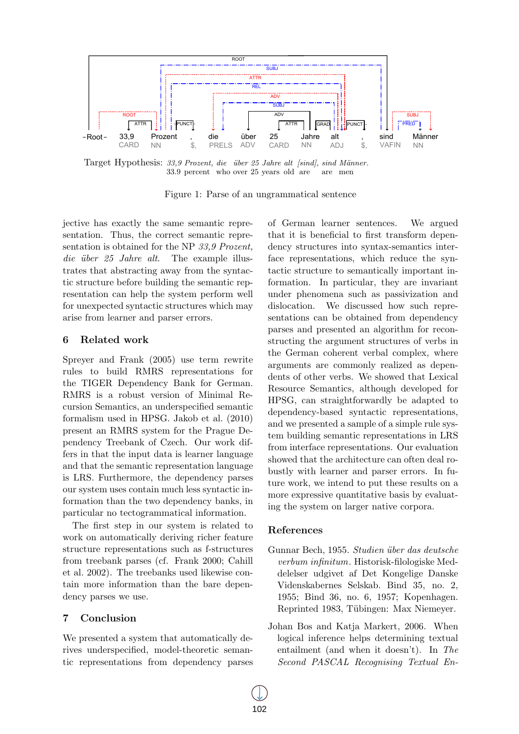Target Hypothesis: *33,9 Prozent, die über 25 Jahre alt [sind], sind Männer.*
33.9 percent who over 25 years old are are men

Figure 1: Parse of an ungrammatical sentence

jective has exactly the same semantic representation. Thus, the correct semantic representation is obtained for the NP *33,9 Prozent, die über 25 Jahre alt*. The example illustrates that abstracting away from the syntactic structure before building the semantic representation can help the system perform well for unexpected syntactic structures which may arise from learner and parser errors.

## 6 Related work

Spreyer and Frank (2005) use term rewrite rules to build RMRS representations for the TIGER Dependency Bank for German. RMRS is a robust version of Minimal Recursion Semantics, an underspecified semantic formalism used in HPSG. Jakob et al. (2010) present an RMRS system for the Prague Dependency Treebank of Czech. Our work differs in that the input data is learner language and that the semantic representation language is LRS. Furthermore, the dependency parses our system uses contain much less syntactic information than the two dependency banks, in particular no tectogrammatical information.

The first step in our system is related to work on automatically deriving richer feature structure representations such as f-structures from treebank parses (cf. Frank 2000; Cahill et al. 2002). The treebanks used likewise contain more information than the bare dependency parses we use.

## 7 Conclusion

We presented a system that automatically derives underspecified, model-theoretic semantic representations from dependency parses of German learner sentences. We argued that it is beneficial to first transform dependency structures into syntax-semantics interface representations, which reduce the syntactic structure to semantically important information. In particular, they are invariant under phenomena such as passivization and dislocation. We discussed how such representations can be obtained from dependency parses and presented an algorithm for reconstructing the argument structures of verbs in the German coherent verbal complex, where arguments are commonly realized as dependents of other verbs. We showed that Lexical Resource Semantics, although developed for HPSG, can straightforwardly be adapted to dependency-based syntactic representations, and we presented a sample of a simple rule system building semantic representations in LRS from interface representations. Our evaluation showed that the architecture can often deal robustly with learner and parser errors. In future work, we intend to put these results on a more expressive quantitative basis by evaluating the system on larger native corpora.

## References

Gunnar Bech, 1955. *Studien über das deutsche verbum infinitum*. Historisk-filologiske Meddelelser udgivet af Det Kongelige Danske Videnskabernes Selskab. Bind 35, no. 2, 1955; Bind 36, no. 6, 1957; Kopenhagen. Reprinted 1983, Tübingen: Max Niemeyer.

Johan Bos and Katja Markert, 2006. When logical inference helps determining textual entailment (and when it doesn't). In *The Second PASCAL Recognising Textual En-*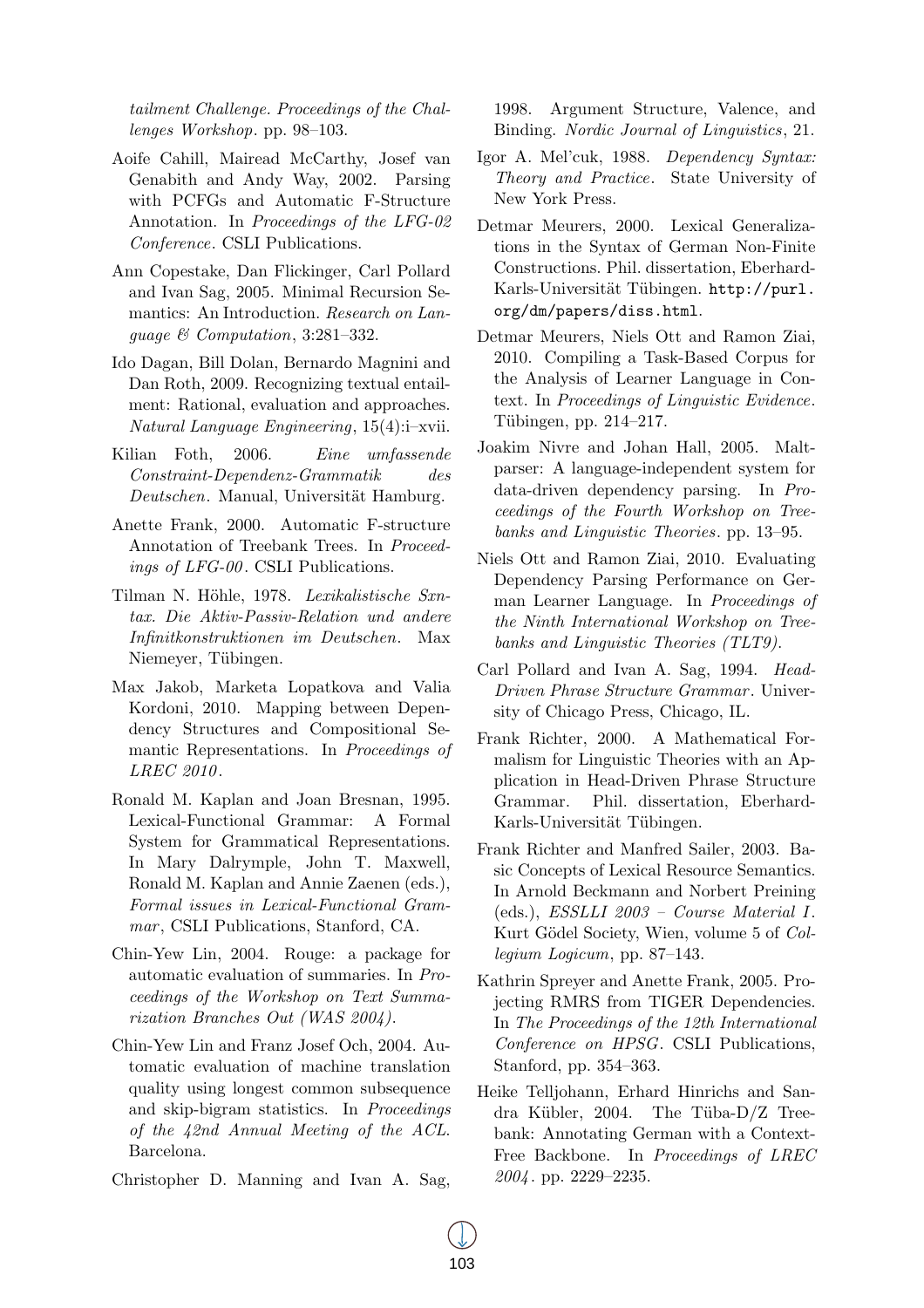*tailment Challenge. Proceedings of the Challenges Workshop*. pp. 98–103.

Aoife Cahill, Mairead McCarthy, Josef van Genabith and Andy Way, 2002. Parsing with PCFGs and Automatic F-Structure Annotation. In *Proceedings of the LFG-02 Conference*. CSLI Publications.

Ann Copestake, Dan Flickinger, Carl Pollard and Ivan Sag, 2005. Minimal Recursion Semantics: An Introduction. *Research on Language & Computation*, 3:281–332.

Ido Dagan, Bill Dolan, Bernardo Magnini and Dan Roth, 2009. Recognizing textual entailment: Rational, evaluation and approaches. *Natural Language Engineering*, 15(4):i–xvii.

Kilian Foth, 2006. *Eine umfassende Constraint-Dependenz-Grammatik des Deutschen*. Manual, Universität Hamburg.

Anette Frank, 2000. Automatic F-structure Annotation of Treebank Trees. In *Proceedings of LFG-00*. CSLI Publications.

Tilman N. Höhle, 1978. *Lexikalistische Sxntax. Die Aktiv-Passiv-Relation und andere Infinitkonstruktionen im Deutschen*. Max Niemeyer, Tübingen.

Max Jakob, Marketa Lopatkova and Valia Kordoni, 2010. Mapping between Dependency Structures and Compositional Semantic Representations. In *Proceedings of LREC 2010*.

Ronald M. Kaplan and Joan Bresnan, 1995. Lexical-Functional Grammar: A Formal System for Grammatical Representations. In Mary Dalrymple, John T. Maxwell, Ronald M. Kaplan and Annie Zaenen (eds.), *Formal issues in Lexical-Functional Grammar*, CSLI Publications, Stanford, CA.

Chin-Yew Lin, 2004. Rouge: a package for automatic evaluation of summaries. In *Proceedings of the Workshop on Text Summarization Branches Out (WAS 2004)*.

Chin-Yew Lin and Franz Josef Och, 2004. Automatic evaluation of machine translation quality using longest common subsequence and skip-bigram statistics. In *Proceedings of the 42nd Annual Meeting of the ACL*. Barcelona.

Christopher D. Manning and Ivan A. Sag, 1998. Argument Structure, Valence, and Binding. *Nordic Journal of Linguistics*, 21.

Igor A. Mel'cuk, 1988. *Dependency Syntax: Theory and Practice*. State University of New York Press.

Detmar Meurers, 2000. Lexical Generalizations in the Syntax of German Non-Finite Constructions. Phil. dissertation, Eberhard-Karls-Universität Tübingen. `http://purl.org/dm/papers/diss.html`.

Detmar Meurers, Niels Ott and Ramon Ziai, 2010. Compiling a Task-Based Corpus for the Analysis of Learner Language in Context. In *Proceedings of Linguistic Evidence*. Tübingen, pp. 214–217.

Joakim Nivre and Johan Hall, 2005. Maltparser: A language-independent system for data-driven dependency parsing. In *Proceedings of the Fourth Workshop on Treebanks and Linguistic Theories*. pp. 13–95.

Niels Ott and Ramon Ziai, 2010. Evaluating Dependency Parsing Performance on German Learner Language. In *Proceedings of the Ninth International Workshop on Treebanks and Linguistic Theories (TLT9)*.

Carl Pollard and Ivan A. Sag, 1994. *Head-Driven Phrase Structure Grammar*. University of Chicago Press, Chicago, IL.

Frank Richter, 2000. A Mathematical Formalism for Linguistic Theories with an Application in Head-Driven Phrase Structure Grammar. Phil. dissertation, Eberhard-Karls-Universität Tübingen.

Frank Richter and Manfred Sailer, 2003. Basic Concepts of Lexical Resource Semantics. In Arnold Beckmann and Norbert Preining (eds.), *ESSLLI 2003 – Course Material I*. Kurt Gödel Society, Wien, volume 5 of *Collegium Logicum*, pp. 87–143.

Kathrin Spreyer and Anette Frank, 2005. Projecting RMRS from TIGER Dependencies. In *The Proceedings of the 12th International Conference on HPSG*. CSLI Publications, Stanford, pp. 354–363.

Heike Telljohann, Erhard Hinrichs and Sandra Kübler, 2004. The Tüba-D/Z Treebank: Annotating German with a Context-Free Backbone. In *Proceedings of LREC 2004*. pp. 2229–2235.